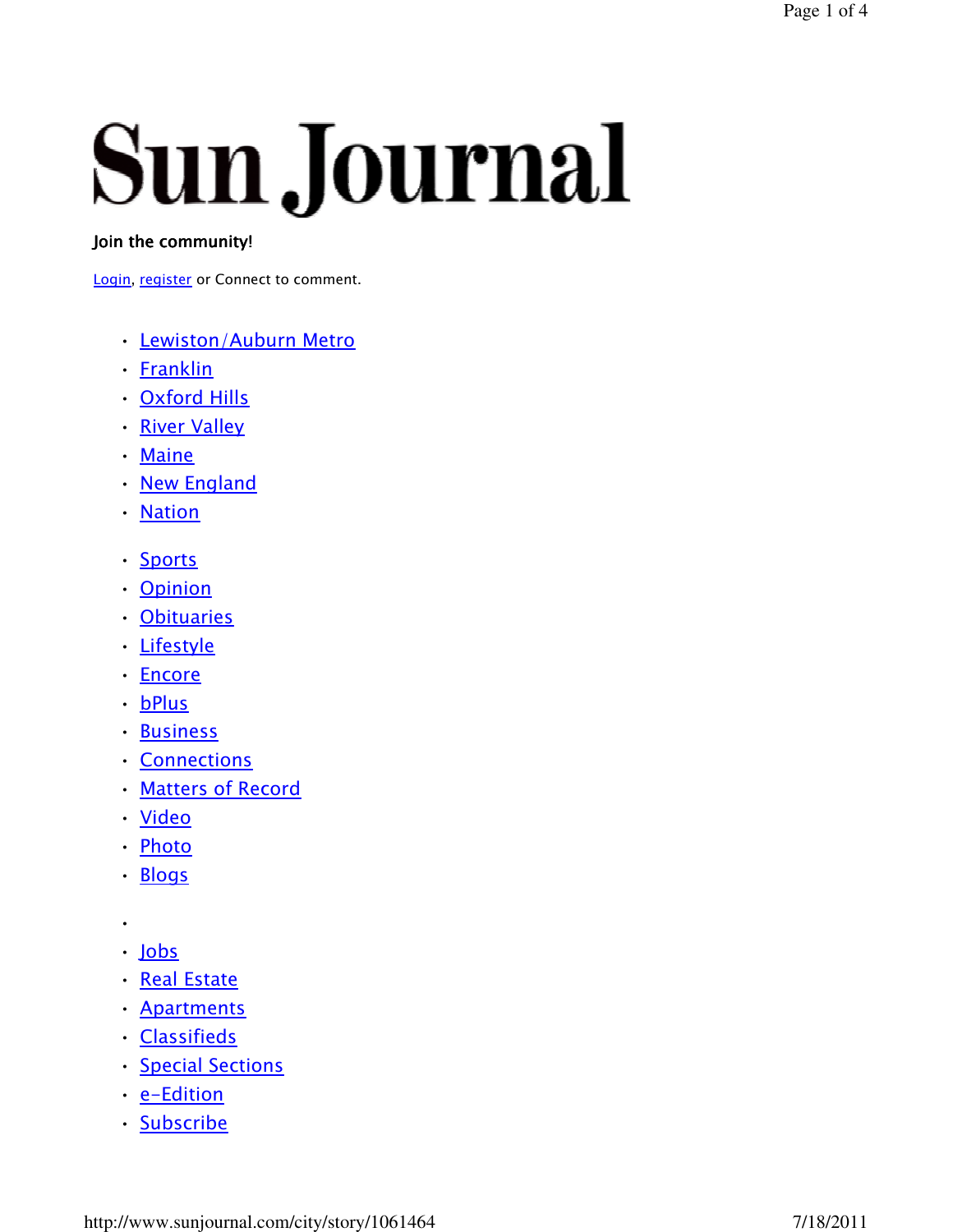# Sun Journal

Join the community!

Login, register or Connect to comment.

- Lewiston/Auburn Metro
- Franklin
- Oxford Hills
- River Valley
- Maine
- New England
- Nation

- Sports
- Opinion
- Obituaries
- Lifestyle
- Encore
- bPlus
- Business
- Connections
- Matters of Record
- Video
- Photo
- Blogs

- Jobs
- Real Estate
- Apartments
- Classifieds
- Special Sections
- e-Edition
- Subscribe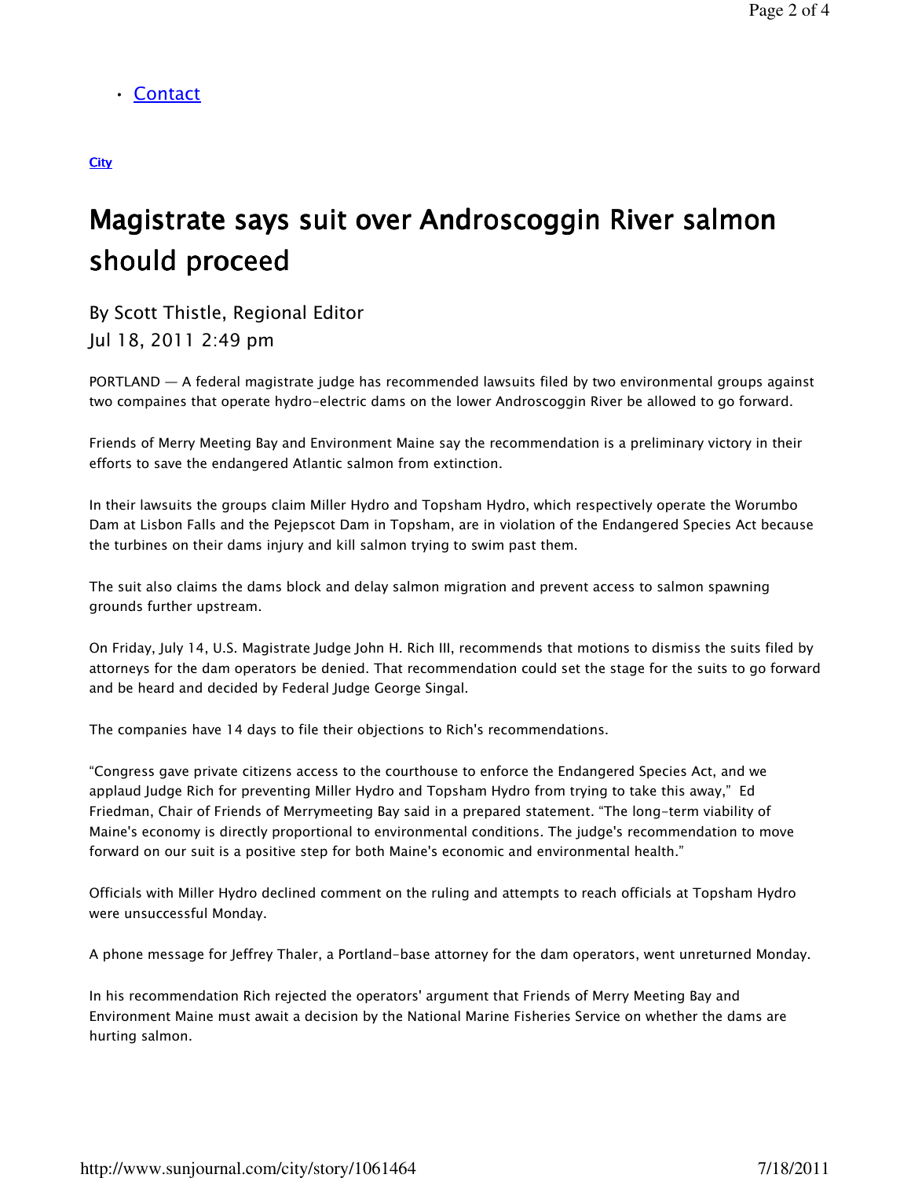- Contact

City

# Magistrate says suit over Androscoggin River salmon should proceed

By Scott Thistle, Regional Editor
Jul 18, 2011 2:49 pm

PORTLAND — A federal magistrate judge has recommended lawsuits filed by two environmental groups against two compaines that operate hydro-electric dams on the lower Androscoggin River be allowed to go forward.

Friends of Merry Meeting Bay and Environment Maine say the recommendation is a preliminary victory in their efforts to save the endangered Atlantic salmon from extinction.

In their lawsuits the groups claim Miller Hydro and Topsham Hydro, which respectively operate the Worumbo Dam at Lisbon Falls and the Pejepscot Dam in Topsham, are in violation of the Endangered Species Act because the turbines on their dams injury and kill salmon trying to swim past them.

The suit also claims the dams block and delay salmon migration and prevent access to salmon spawning grounds further upstream.

On Friday, July 14, U.S. Magistrate Judge John H. Rich III, recommends that motions to dismiss the suits filed by attorneys for the dam operators be denied. That recommendation could set the stage for the suits to go forward and be heard and decided by Federal Judge George Singal.

The companies have 14 days to file their objections to Rich's recommendations.

"Congress gave private citizens access to the courthouse to enforce the Endangered Species Act, and we applaud Judge Rich for preventing Miller Hydro and Topsham Hydro from trying to take this away," Ed Friedman, Chair of Friends of Merrymeeting Bay said in a prepared statement. "The long-term viability of Maine's economy is directly proportional to environmental conditions. The judge's recommendation to move forward on our suit is a positive step for both Maine's economic and environmental health."

Officials with Miller Hydro declined comment on the ruling and attempts to reach officials at Topsham Hydro were unsuccessful Monday.

A phone message for Jeffrey Thaler, a Portland-base attorney for the dam operators, went unreturned Monday.

In his recommendation Rich rejected the operators' argument that Friends of Merry Meeting Bay and Environment Maine must await a decision by the National Marine Fisheries Service on whether the dams are hurting salmon.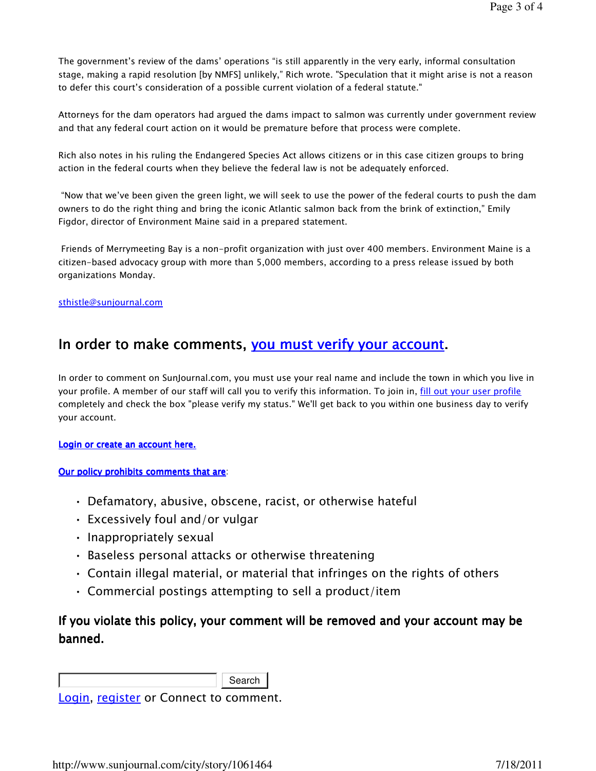The government's review of the dams' operations "is still apparently in the very early, informal consultation stage, making a rapid resolution [by NMFS] unlikely," Rich wrote. "Speculation that it might arise is not a reason to defer this court's consideration of a possible current violation of a federal statute."

Attorneys for the dam operators had argued the dams impact to salmon was currently under government review and that any federal court action on it would be premature before that process were complete.

Rich also notes in his ruling the Endangered Species Act allows citizens or in this case citizen groups to bring action in the federal courts when they believe the federal law is not be adequately enforced.

"Now that we've been given the green light, we will seek to use the power of the federal courts to push the dam owners to do the right thing and bring the iconic Atlantic salmon back from the brink of extinction," Emily Figdor, director of Environment Maine said in a prepared statement.

Friends of Merrymeeting Bay is a non-profit organization with just over 400 members. Environment Maine is a citizen-based advocacy group with more than 5,000 members, according to a press release issued by both organizations Monday.

sthistle@sunjournal.com

## In order to make comments, you must verify your account.

In order to comment on SunJournal.com, you must use your real name and include the town in which you live in your profile. A member of our staff will call you to verify this information. To join in, fill out your user profile completely and check the box "please verify my status." We'll get back to you within one business day to verify your account.

**Login or create an account here.**

**Our policy prohibits comments that are**:

- Defamatory, abusive, obscene, racist, or otherwise hateful
- Excessively foul and/or vulgar
- Inappropriately sexual
- Baseless personal attacks or otherwise threatening
- Contain illegal material, or material that infringes on the rights of others
- Commercial postings attempting to sell a product/item

### If you violate this policy, your comment will be removed and your account may be banned.

Search

Login, register or Connect to comment.